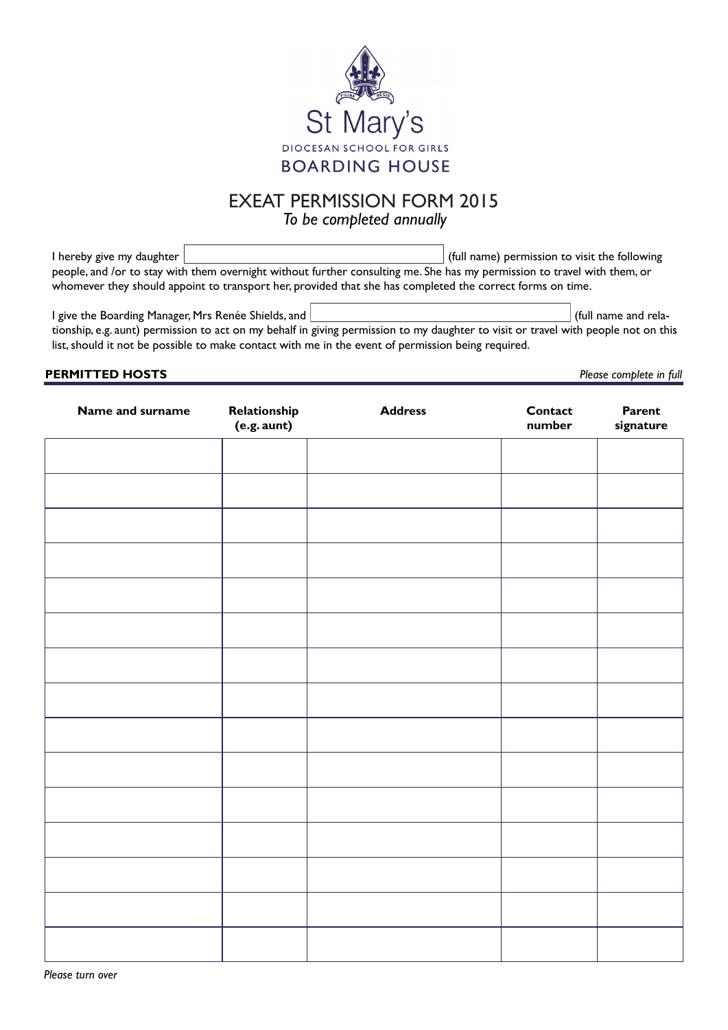St Mary's

DIOCESAN SCHOOL FOR GIRLS

BOARDING HOUSE

# EXEAT PERMISSION FORM 2015

*To be completed annually*

I hereby give my daughter ____________________ (full name) permission to visit the following people, and /or to stay with them overnight without further consulting me. She has my permission to travel with them, or whomever they should appoint to transport her, provided that she has completed the correct forms on time.

I give the Boarding Manager, Mrs Renée Shields, and ____________________ (full name and relationship, e.g. aunt) permission to act on my behalf in giving permission to my daughter to visit or travel with people not on this list, should it not be possible to make contact with me in the event of permission being required.

**PERMITTED HOSTS** *Please complete in full*

| Name and surname | Relationship (e.g. aunt) | Address | Contact number | Parent signature |
|---|---|---|---|---|
| | | | | |
| | | | | |
| | | | | |
| | | | | |
| | | | | |
| | | | | |
| | | | | |
| | | | | |
| | | | | |
| | | | | |
| | | | | |
| | | | | |
| | | | | |
| | | | | |
| | | | | |

*Please turn over*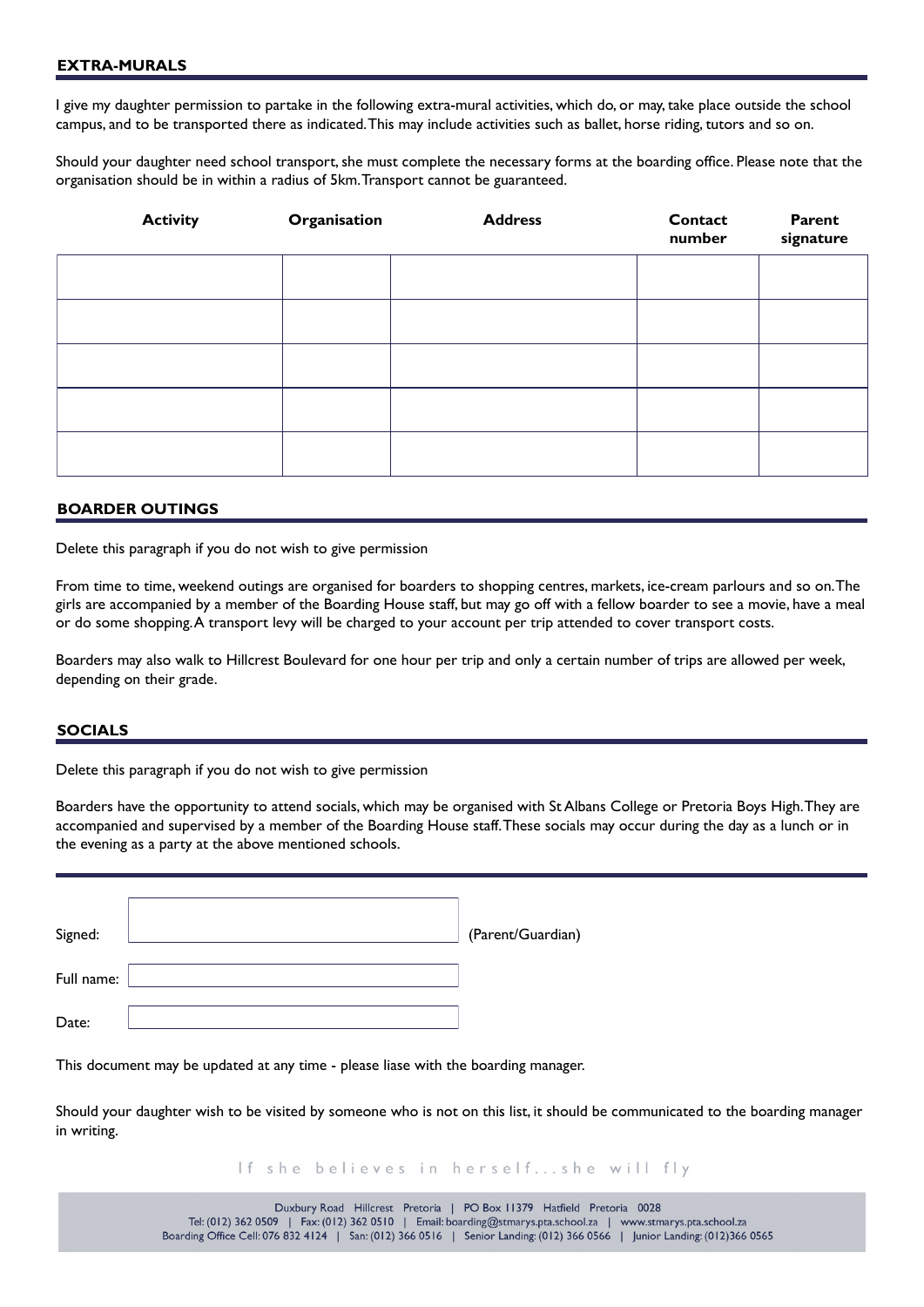## EXTRA-MURALS

I give my daughter permission to partake in the following extra-mural activities, which do, or may, take place outside the school campus, and to be transported there as indicated. This may include activities such as ballet, horse riding, tutors and so on.

Should your daughter need school transport, she must complete the necessary forms at the boarding office. Please note that the organisation should be in within a radius of 5km. Transport cannot be guaranteed.

| Activity | Organisation | Address | Contact number | Parent signature |
|---|---|---|---|---|
| | | | | |
| | | | | |
| | | | | |
| | | | | |
| | | | | |

## BOARDER OUTINGS

Delete this paragraph if you do not wish to give permission

From time to time, weekend outings are organised for boarders to shopping centres, markets, ice-cream parlours and so on. The girls are accompanied by a member of the Boarding House staff, but may go off with a fellow boarder to see a movie, have a meal or do some shopping. A transport levy will be charged to your account per trip attended to cover transport costs.

Boarders may also walk to Hillcrest Boulevard for one hour per trip and only a certain number of trips are allowed per week, depending on their grade.

## SOCIALS

Delete this paragraph if you do not wish to give permission

Boarders have the opportunity to attend socials, which may be organised with St Albans College or Pretoria Boys High. They are accompanied and supervised by a member of the Boarding House staff. These socials may occur during the day as a lunch or in the evening as a party at the above mentioned schools.

Signed: ____________________ (Parent/Guardian)

Full name: ____________________

Date: ____________________

This document may be updated at any time - please liase with the boarding manager.

Should your daughter wish to be visited by someone who is not on this list, it should be communicated to the boarding manager in writing.

If she believes in herself...she will fly

Duxbury Road Hillcrest Pretoria | PO Box 11379 Hatfield Pretoria 0028
Tel: (012) 362 0509 | Fax: (012) 362 0510 | Email: boarding@stmarys.pta.school.za | www.stmarys.pta.school.za
Boarding Office Cell: 076 832 4124 | San: (012) 366 0516 | Senior Landing: (012) 366 0566 | Junior Landing: (012)366 0565